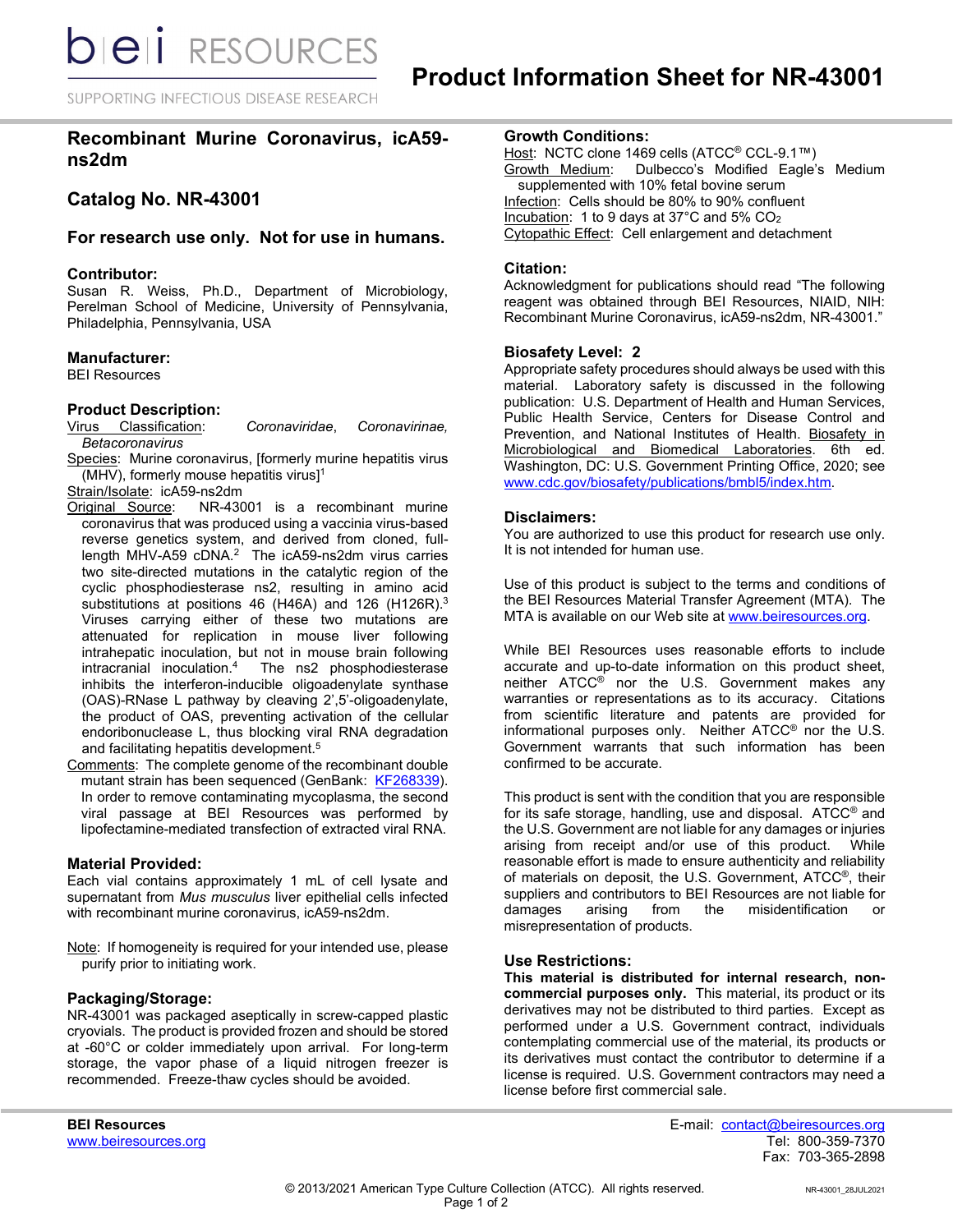# Product Information Sheet for NR-43001

## Recombinant Murine Coronavirus, icA59-ns2dm

## Catalog No. NR-43001

### For research use only. Not for use in humans.

### Contributor:

Susan R. Weiss, Ph.D., Department of Microbiology, Perelman School of Medicine, University of Pennsylvania, Philadelphia, Pennsylvania, USA

### Manufacturer:

BEI Resources

### Product Description:

Virus Classification: *Coronaviridae*, *Coronavirinae, Betacoronavirus*

Species: Murine coronavirus, [formerly murine hepatitis virus (MHV), formerly mouse hepatitis virus][1]

Strain/Isolate: icA59-ns2dm

Original Source: NR-43001 is a recombinant murine coronavirus that was produced using a vaccinia virus-based reverse genetics system, and derived from cloned, full-length MHV-A59 cDNA.[2] The icA59-ns2dm virus carries two site-directed mutations in the catalytic region of the cyclic phosphodiesterase ns2, resulting in amino acid substitutions at positions 46 (H46A) and 126 (H126R).[3] Viruses carrying either of these two mutations are attenuated for replication in mouse liver following intrahepatic inoculation, but not in mouse brain following intracranial inoculation.[4] The ns2 phosphodiesterase inhibits the interferon-inducible oligoadenylate synthase (OAS)-RNase L pathway by cleaving 2',5'-oligoadenylate, the product of OAS, preventing activation of the cellular endoribonuclease L, thus blocking viral RNA degradation and facilitating hepatitis development.[5]

Comments: The complete genome of the recombinant double mutant strain has been sequenced (GenBank: KF268339). In order to remove contaminating mycoplasma, the second viral passage at BEI Resources was performed by lipofectamine-mediated transfection of extracted viral RNA.

### Material Provided:

Each vial contains approximately 1 mL of cell lysate and supernatant from *Mus musculus* liver epithelial cells infected with recombinant murine coronavirus, icA59-ns2dm.

Note: If homogeneity is required for your intended use, please purify prior to initiating work.

### Packaging/Storage:

NR-43001 was packaged aseptically in screw-capped plastic cryovials. The product is provided frozen and should be stored at -60°C or colder immediately upon arrival. For long-term storage, the vapor phase of a liquid nitrogen freezer is recommended. Freeze-thaw cycles should be avoided.

### Growth Conditions:

Host: NCTC clone 1469 cells (ATCC® CCL-9.1™)

Growth Medium: Dulbecco's Modified Eagle's Medium supplemented with 10% fetal bovine serum

Infection: Cells should be 80% to 90% confluent

Incubation: 1 to 9 days at 37°C and 5% $CO_2$

Cytopathic Effect: Cell enlargement and detachment

### Citation:

Acknowledgment for publications should read "The following reagent was obtained through BEI Resources, NIAID, NIH: Recombinant Murine Coronavirus, icA59-ns2dm, NR-43001."

### Biosafety Level: 2

Appropriate safety procedures should always be used with this material. Laboratory safety is discussed in the following publication: U.S. Department of Health and Human Services, Public Health Service, Centers for Disease Control and Prevention, and National Institutes of Health. Biosafety in Microbiological and Biomedical Laboratories. 6th ed. Washington, DC: U.S. Government Printing Office, 2020; see www.cdc.gov/biosafety/publications/bmbl5/index.htm.

### Disclaimers:

You are authorized to use this product for research use only. It is not intended for human use.

Use of this product is subject to the terms and conditions of the BEI Resources Material Transfer Agreement (MTA). The MTA is available on our Web site at www.beiresources.org.

While BEI Resources uses reasonable efforts to include accurate and up-to-date information on this product sheet, neither ATCC® nor the U.S. Government makes any warranties or representations as to its accuracy. Citations from scientific literature and patents are provided for informational purposes only. Neither ATCC® nor the U.S. Government warrants that such information has been confirmed to be accurate.

This product is sent with the condition that you are responsible for its safe storage, handling, use and disposal. ATCC® and the U.S. Government are not liable for any damages or injuries arising from receipt and/or use of this product. While reasonable effort is made to ensure authenticity and reliability of materials on deposit, the U.S. Government, ATCC®, their suppliers and contributors to BEI Resources are not liable for damages arising from the misidentification or misrepresentation of products.

### Use Restrictions:

**This material is distributed for internal research, non-commercial purposes only.** This material, its product or its derivatives may not be distributed to third parties. Except as performed under a U.S. Government contract, individuals contemplating commercial use of the material, its products or its derivatives must contact the contributor to determine if a license is required. U.S. Government contractors may need a license before first commercial sale.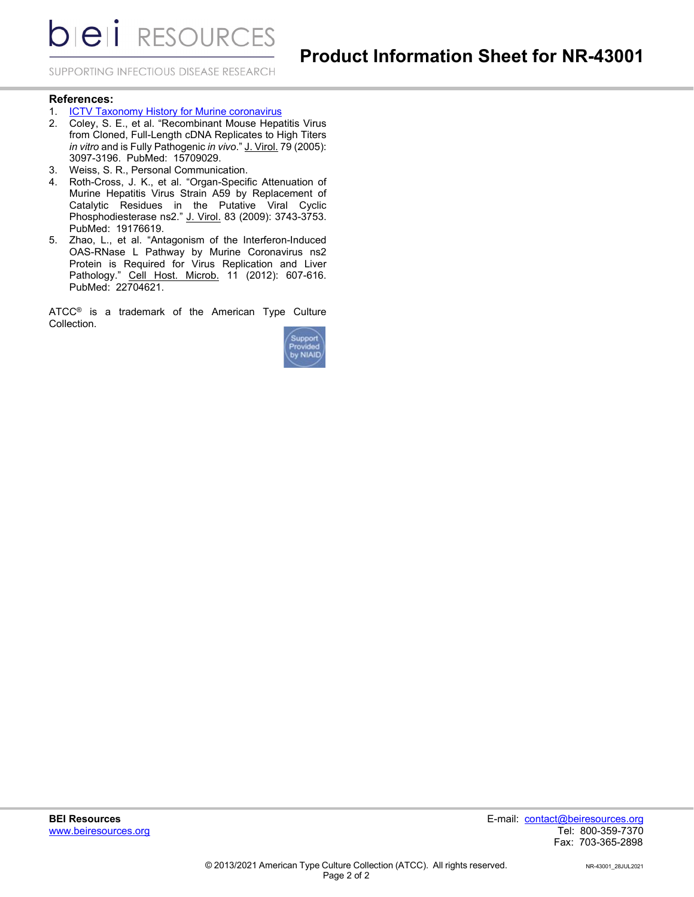**References:**

1. ICTV Taxonomy History for Murine coronavirus
2. Coley, S. E., et al. "Recombinant Mouse Hepatitis Virus from Cloned, Full-Length cDNA Replicates to High Titers *in vitro* and is Fully Pathogenic *in vivo*." J. Virol. 79 (2005): 3097-3196. PubMed: 15709029.
3. Weiss, S. R., Personal Communication.
4. Roth-Cross, J. K., et al. "Organ-Specific Attenuation of Murine Hepatitis Virus Strain A59 by Replacement of Catalytic Residues in the Putative Viral Cyclic Phosphodiesterase ns2." J. Virol. 83 (2009): 3743-3753. PubMed: 19176619.
5. Zhao, L., et al. "Antagonism of the Interferon-Induced OAS-RNase L Pathway by Murine Coronavirus ns2 Protein is Required for Virus Replication and Liver Pathology." Cell Host. Microb. 11 (2012): 607-616. PubMed: 22704621.

ATCC® is a trademark of the American Type Culture Collection.

Support Provided by NIAID

**BEI Resources**
www.beiresources.org

E-mail: contact@beiresources.org
Tel: 800-359-7370
Fax: 703-365-2898

© 2013/2021 American Type Culture Collection (ATCC). All rights reserved.

NR-43001_28JUL2021